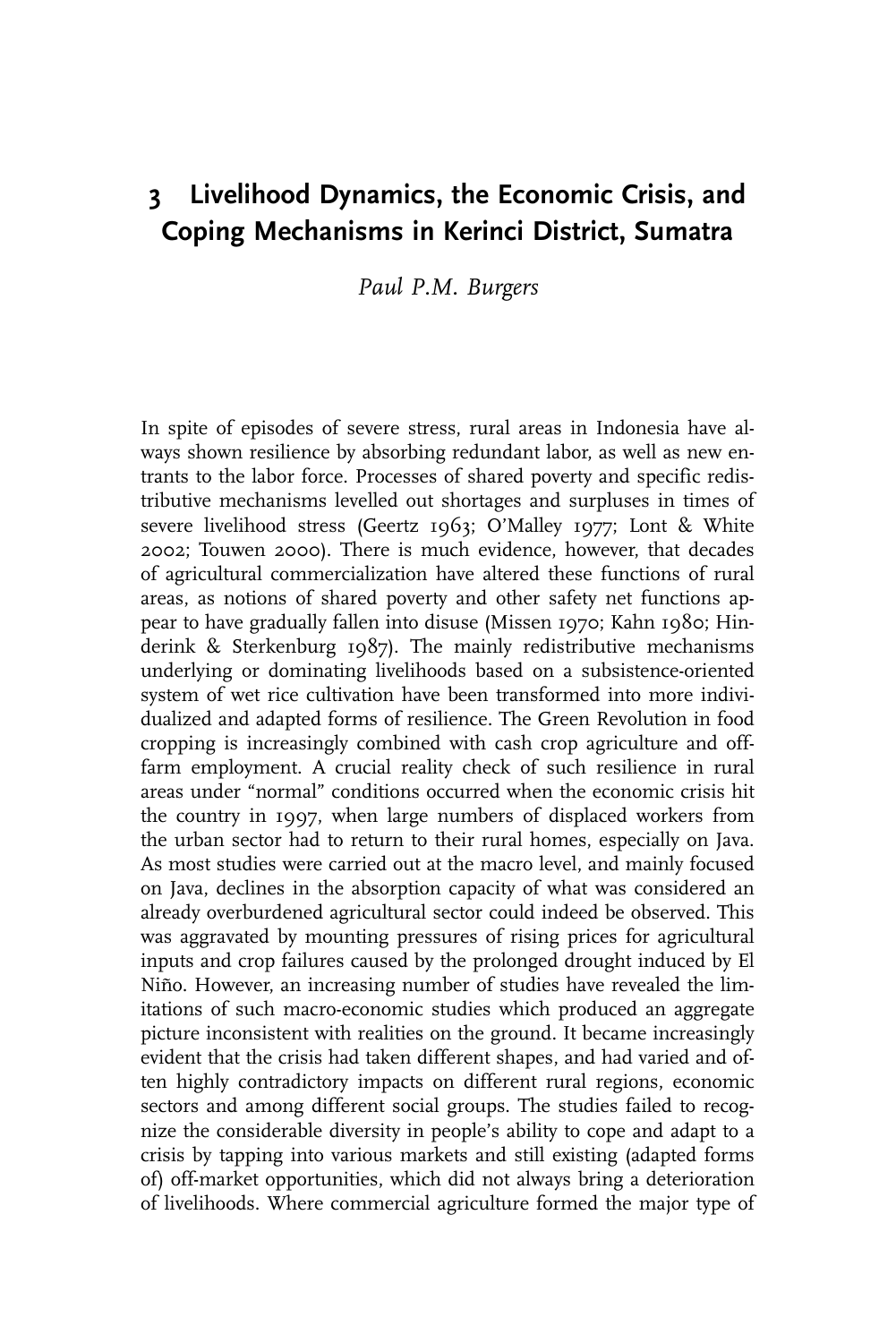# 3 Livelihood Dynamics, the Economic Crisis, and Coping Mechanisms in Kerinci District, Sumatra

*Paul P.M. Burgers*

In spite of episodes of severe stress, rural areas in Indonesia have always shown resilience by absorbing redundant labor, as well as new entrants to the labor force. Processes of shared poverty and specific redistributive mechanisms levelled out shortages and surpluses in times of severe livelihood stress (Geertz 1963; O'Malley 1977; Lont & White 2002; Touwen 2000). There is much evidence, however, that decades of agricultural commercialization have altered these functions of rural areas, as notions of shared poverty and other safety net functions appear to have gradually fallen into disuse (Missen 1970; Kahn 1980; Hinderink & Sterkenburg 1987). The mainly redistributive mechanisms underlying or dominating livelihoods based on a subsistence-oriented system of wet rice cultivation have been transformed into more individualized and adapted forms of resilience. The Green Revolution in food cropping is increasingly combined with cash crop agriculture and off-farm employment. A crucial reality check of such resilience in rural areas under "normal" conditions occurred when the economic crisis hit the country in 1997, when large numbers of displaced workers from the urban sector had to return to their rural homes, especially on Java. As most studies were carried out at the macro level, and mainly focused on Java, declines in the absorption capacity of what was considered an already overburdened agricultural sector could indeed be observed. This was aggravated by mounting pressures of rising prices for agricultural inputs and crop failures caused by the prolonged drought induced by El Niño. However, an increasing number of studies have revealed the limitations of such macro-economic studies which produced an aggregate picture inconsistent with realities on the ground. It became increasingly evident that the crisis had taken different shapes, and had varied and often highly contradictory impacts on different rural regions, economic sectors and among different social groups. The studies failed to recognize the considerable diversity in people's ability to cope and adapt to a crisis by tapping into various markets and still existing (adapted forms of) off-market opportunities, which did not always bring a deterioration of livelihoods. Where commercial agriculture formed the major type of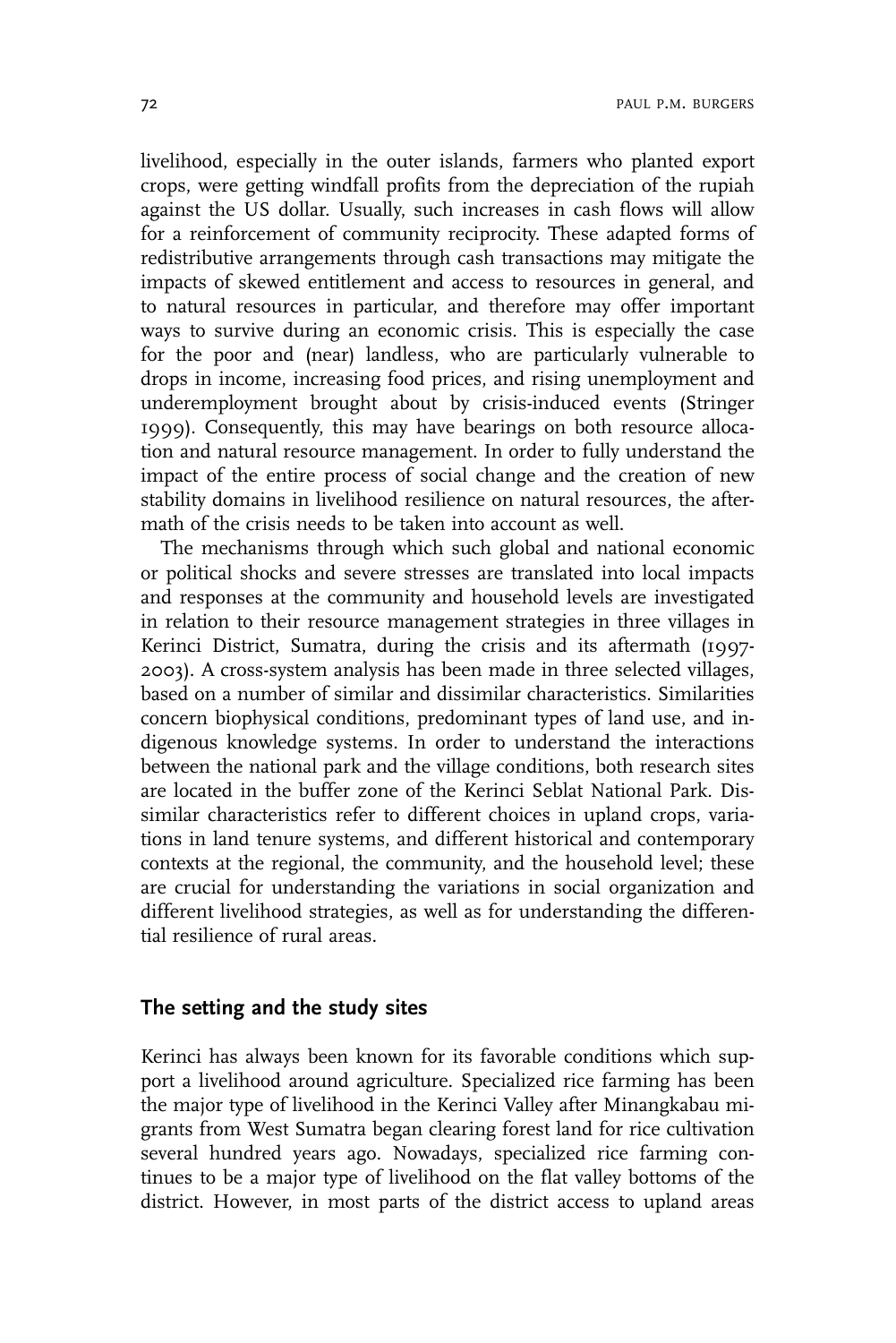livelihood, especially in the outer islands, farmers who planted export crops, were getting windfall profits from the depreciation of the rupiah against the US dollar. Usually, such increases in cash flows will allow for a reinforcement of community reciprocity. These adapted forms of redistributive arrangements through cash transactions may mitigate the impacts of skewed entitlement and access to resources in general, and to natural resources in particular, and therefore may offer important ways to survive during an economic crisis. This is especially the case for the poor and (near) landless, who are particularly vulnerable to drops in income, increasing food prices, and rising unemployment and underemployment brought about by crisis-induced events (Stringer 1999). Consequently, this may have bearings on both resource allocation and natural resource management. In order to fully understand the impact of the entire process of social change and the creation of new stability domains in livelihood resilience on natural resources, the aftermath of the crisis needs to be taken into account as well.

The mechanisms through which such global and national economic or political shocks and severe stresses are translated into local impacts and responses at the community and household levels are investigated in relation to their resource management strategies in three villages in Kerinci District, Sumatra, during the crisis and its aftermath (1997-2003). A cross-system analysis has been made in three selected villages, based on a number of similar and dissimilar characteristics. Similarities concern biophysical conditions, predominant types of land use, and indigenous knowledge systems. In order to understand the interactions between the national park and the village conditions, both research sites are located in the buffer zone of the Kerinci Seblat National Park. Dissimilar characteristics refer to different choices in upland crops, variations in land tenure systems, and different historical and contemporary contexts at the regional, the community, and the household level; these are crucial for understanding the variations in social organization and different livelihood strategies, as well as for understanding the differential resilience of rural areas.

## The setting and the study sites

Kerinci has always been known for its favorable conditions which support a livelihood around agriculture. Specialized rice farming has been the major type of livelihood in the Kerinci Valley after Minangkabau migrants from West Sumatra began clearing forest land for rice cultivation several hundred years ago. Nowadays, specialized rice farming continues to be a major type of livelihood on the flat valley bottoms of the district. However, in most parts of the district access to upland areas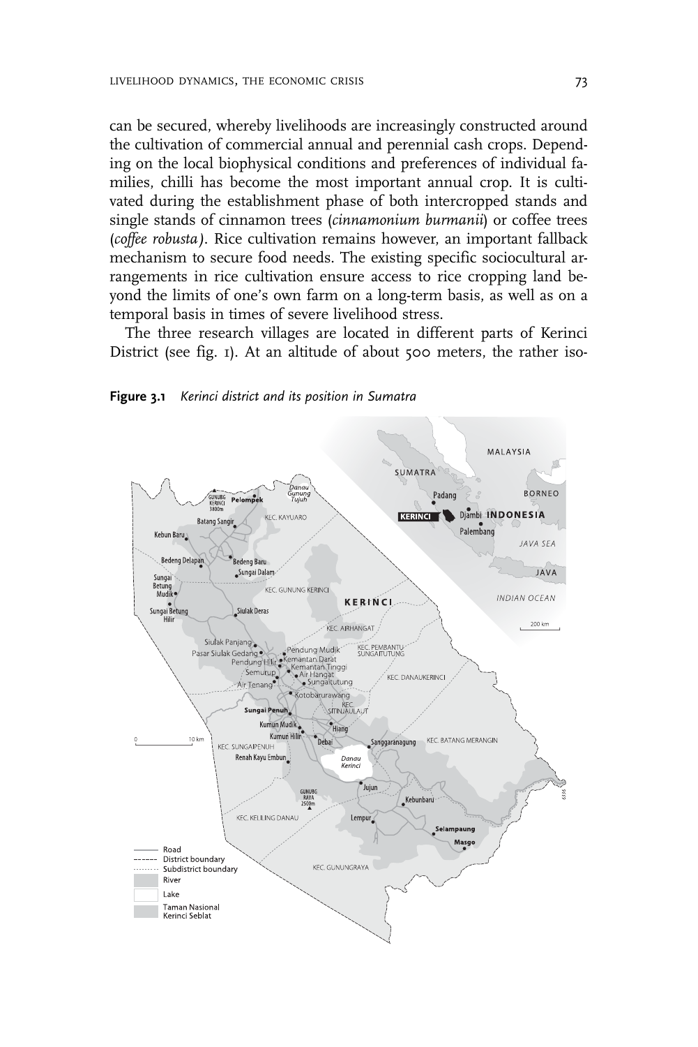can be secured, whereby livelihoods are increasingly constructed around the cultivation of commercial annual and perennial cash crops. Depending on the local biophysical conditions and preferences of individual families, chilli has become the most important annual crop. It is cultivated during the establishment phase of both intercropped stands and single stands of cinnamon trees (*cinnamonium burmanii*) or coffee trees (*coffee robusta*). Rice cultivation remains however, an important fallback mechanism to secure food needs. The existing specific sociocultural arrangements in rice cultivation ensure access to rice cropping land beyond the limits of one's own farm on a long-term basis, as well as on a temporal basis in times of severe livelihood stress.

The three research villages are located in different parts of Kerinci District (see fig. 1). At an altitude of about 500 meters, the rather iso-

**Figure 3.1** *Kerinci district and its position in Sumatra*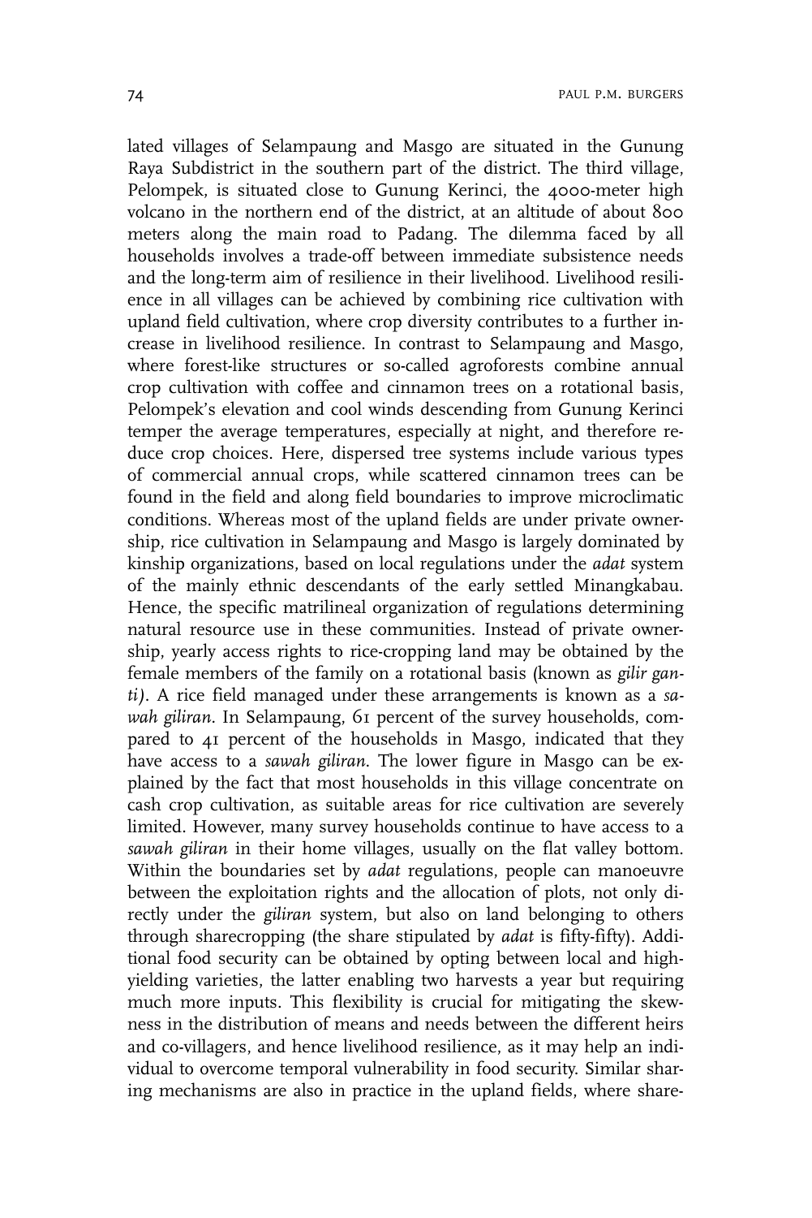lated villages of Selampaung and Masgo are situated in the Gunung Raya Subdistrict in the southern part of the district. The third village, Pelompek, is situated close to Gunung Kerinci, the 4000-meter high volcano in the northern end of the district, at an altitude of about 800 meters along the main road to Padang. The dilemma faced by all households involves a trade-off between immediate subsistence needs and the long-term aim of resilience in their livelihood. Livelihood resilience in all villages can be achieved by combining rice cultivation with upland field cultivation, where crop diversity contributes to a further increase in livelihood resilience. In contrast to Selampaung and Masgo, where forest-like structures or so-called agroforests combine annual crop cultivation with coffee and cinnamon trees on a rotational basis, Pelompek's elevation and cool winds descending from Gunung Kerinci temper the average temperatures, especially at night, and therefore reduce crop choices. Here, dispersed tree systems include various types of commercial annual crops, while scattered cinnamon trees can be found in the field and along field boundaries to improve microclimatic conditions. Whereas most of the upland fields are under private ownership, rice cultivation in Selampaung and Masgo is largely dominated by kinship organizations, based on local regulations under the *adat* system of the mainly ethnic descendants of the early settled Minangkabau. Hence, the specific matrilineal organization of regulations determining natural resource use in these communities. Instead of private ownership, yearly access rights to rice-cropping land may be obtained by the female members of the family on a rotational basis (known as *gilir ganti*). A rice field managed under these arrangements is known as a *sawah giliran*. In Selampaung, 61 percent of the survey households, compared to 41 percent of the households in Masgo, indicated that they have access to a *sawah giliran*. The lower figure in Masgo can be explained by the fact that most households in this village concentrate on cash crop cultivation, as suitable areas for rice cultivation are severely limited. However, many survey households continue to have access to a *sawah giliran* in their home villages, usually on the flat valley bottom. Within the boundaries set by *adat* regulations, people can manoeuvre between the exploitation rights and the allocation of plots, not only directly under the *giliran* system, but also on land belonging to others through sharecropping (the share stipulated by *adat* is fifty-fifty). Additional food security can be obtained by opting between local and high-yielding varieties, the latter enabling two harvests a year but requiring much more inputs. This flexibility is crucial for mitigating the skewness in the distribution of means and needs between the different heirs and co-villagers, and hence livelihood resilience, as it may help an individual to overcome temporal vulnerability in food security. Similar sharing mechanisms are also in practice in the upland fields, where share-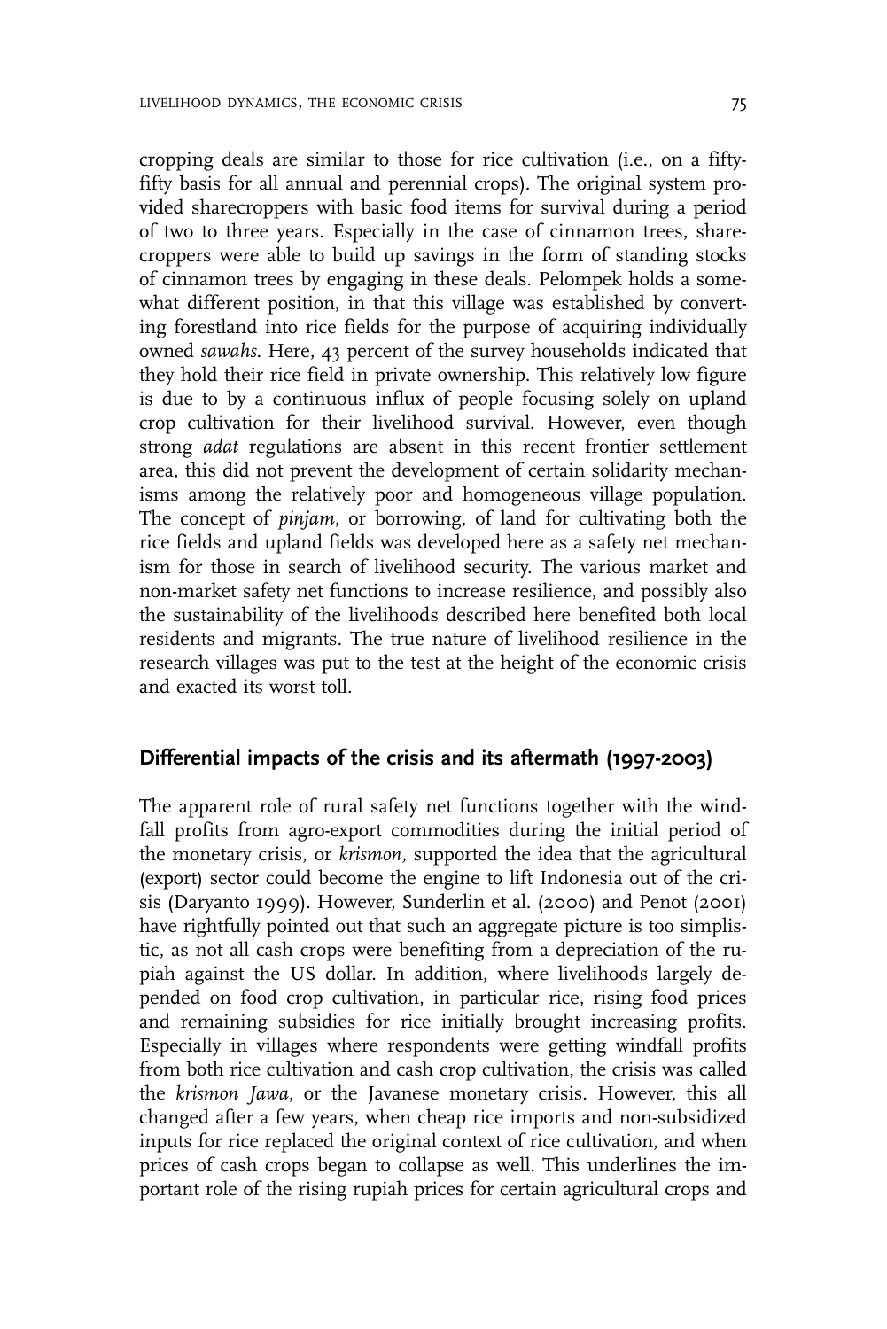cropping deals are similar to those for rice cultivation (i.e., on a fifty-fifty basis for all annual and perennial crops). The original system provided sharecroppers with basic food items for survival during a period of two to three years. Especially in the case of cinnamon trees, sharecroppers were able to build up savings in the form of standing stocks of cinnamon trees by engaging in these deals. Pelompek holds a somewhat different position, in that this village was established by converting forestland into rice fields for the purpose of acquiring individually owned *sawahs*. Here, 43 percent of the survey households indicated that they hold their rice field in private ownership. This relatively low figure is due to by a continuous influx of people focusing solely on upland crop cultivation for their livelihood survival. However, even though strong *adat* regulations are absent in this recent frontier settlement area, this did not prevent the development of certain solidarity mechanisms among the relatively poor and homogeneous village population. The concept of *pinjam*, or borrowing, of land for cultivating both the rice fields and upland fields was developed here as a safety net mechanism for those in search of livelihood security. The various market and non-market safety net functions to increase resilience, and possibly also the sustainability of the livelihoods described here benefited both local residents and migrants. The true nature of livelihood resilience in the research villages was put to the test at the height of the economic crisis and exacted its worst toll.

## Differential impacts of the crisis and its aftermath (1997-2003)

The apparent role of rural safety net functions together with the windfall profits from agro-export commodities during the initial period of the monetary crisis, or *krismon,* supported the idea that the agricultural (export) sector could become the engine to lift Indonesia out of the crisis (Daryanto 1999). However, Sunderlin et al. (2000) and Penot (2001) have rightfully pointed out that such an aggregate picture is too simplistic, as not all cash crops were benefiting from a depreciation of the rupiah against the US dollar. In addition, where livelihoods largely depended on food crop cultivation, in particular rice, rising food prices and remaining subsidies for rice initially brought increasing profits. Especially in villages where respondents were getting windfall profits from both rice cultivation and cash crop cultivation, the crisis was called the *krismon Jawa*, or the Javanese monetary crisis. However, this all changed after a few years, when cheap rice imports and non-subsidized inputs for rice replaced the original context of rice cultivation, and when prices of cash crops began to collapse as well. This underlines the important role of the rising rupiah prices for certain agricultural crops and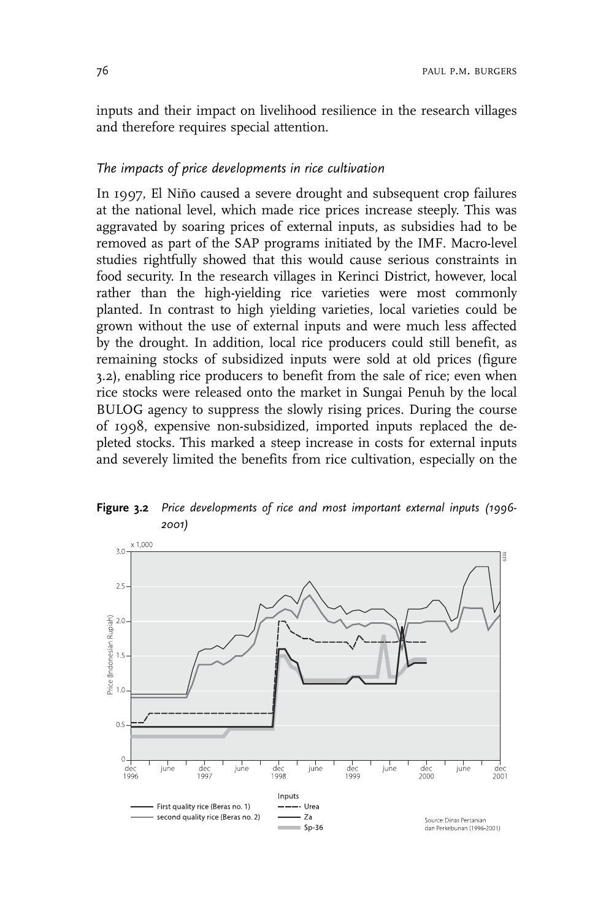inputs and their impact on livelihood resilience in the research villages and therefore requires special attention.

*The impacts of price developments in rice cultivation*

In 1997, El Niño caused a severe drought and subsequent crop failures at the national level, which made rice prices increase steeply. This was aggravated by soaring prices of external inputs, as subsidies had to be removed as part of the SAP programs initiated by the IMF. Macro-level studies rightfully showed that this would cause serious constraints in food security. In the research villages in Kerinci District, however, local rather than the high-yielding rice varieties were most commonly planted. In contrast to high yielding varieties, local varieties could be grown without the use of external inputs and were much less affected by the drought. In addition, local rice producers could still benefit, as remaining stocks of subsidized inputs were sold at old prices (figure 3.2), enabling rice producers to benefit from the sale of rice; even when rice stocks were released onto the market in Sungai Penuh by the local BULOG agency to suppress the slowly rising prices. During the course of 1998, expensive non-subsidized, imported inputs replaced the depleted stocks. This marked a steep increase in costs for external inputs and severely limited the benefits from rice cultivation, especially on the

**Figure 3.2** *Price developments of rice and most important external inputs (1996-2001)*

Source: Dinas Pertanian dan Perkebunan (1996-2001)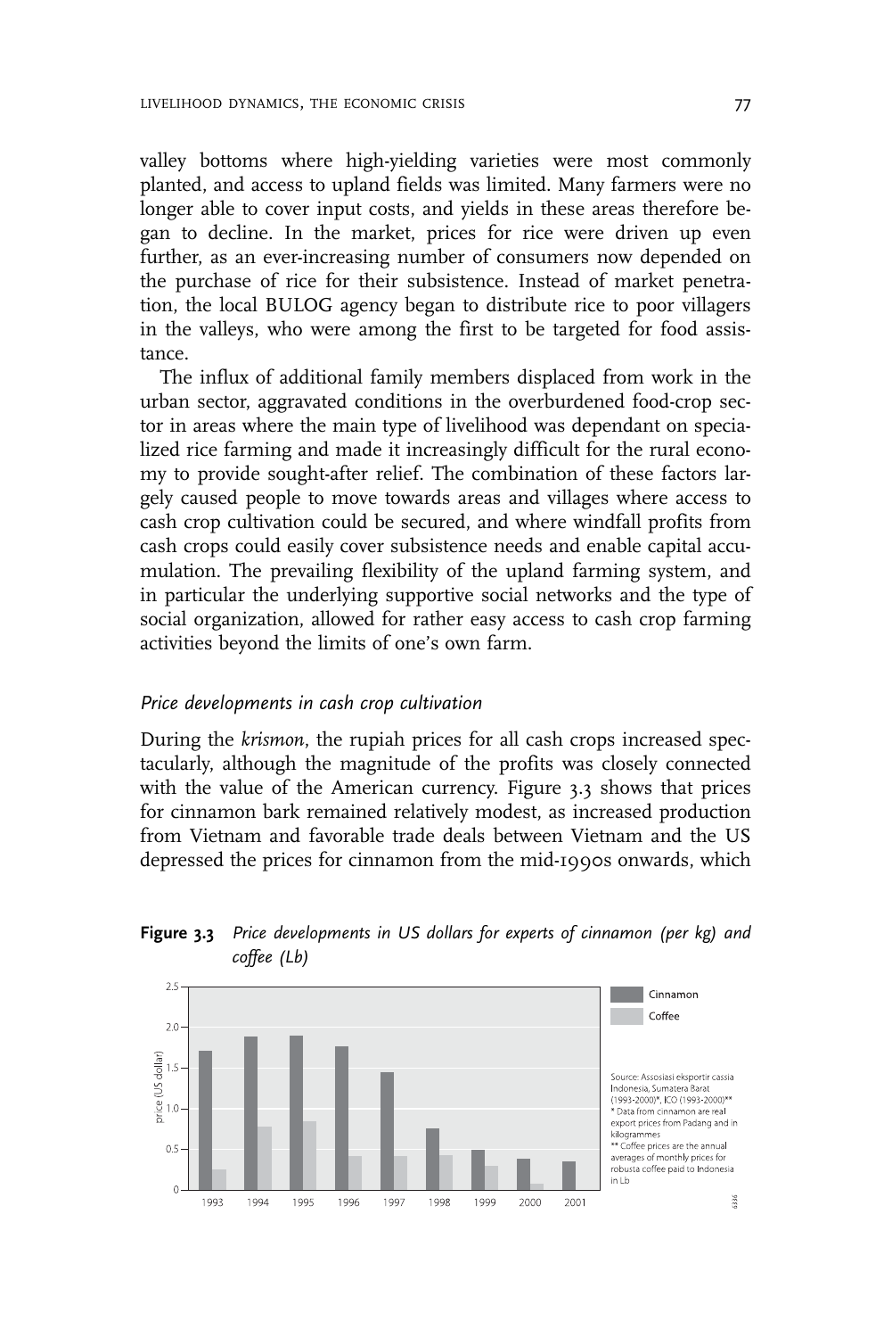valley bottoms where high-yielding varieties were most commonly planted, and access to upland fields was limited. Many farmers were no longer able to cover input costs, and yields in these areas therefore began to decline. In the market, prices for rice were driven up even further, as an ever-increasing number of consumers now depended on the purchase of rice for their subsistence. Instead of market penetration, the local BULOG agency began to distribute rice to poor villagers in the valleys, who were among the first to be targeted for food assistance.

The influx of additional family members displaced from work in the urban sector, aggravated conditions in the overburdened food-crop sector in areas where the main type of livelihood was dependant on specialized rice farming and made it increasingly difficult for the rural economy to provide sought-after relief. The combination of these factors largely caused people to move towards areas and villages where access to cash crop cultivation could be secured, and where windfall profits from cash crops could easily cover subsistence needs and enable capital accumulation. The prevailing flexibility of the upland farming system, and in particular the underlying supportive social networks and the type of social organization, allowed for rather easy access to cash crop farming activities beyond the limits of one's own farm.

### *Price developments in cash crop cultivation*

During the *krismon*, the rupiah prices for all cash crops increased spectacularly, although the magnitude of the profits was closely connected with the value of the American currency. Figure 3.3 shows that prices for cinnamon bark remained relatively modest, as increased production from Vietnam and favorable trade deals between Vietnam and the US depressed the prices for cinnamon from the mid-1990s onwards, which

**Figure 3.3** *Price developments in US dollars for experts of cinnamon (per kg) and coffee (Lb)*

Source: Assosiasi eksportir cassia Indonesia, Sumatera Barat (1993-2000)*, ICO (1993-2000)**
\* Data from cinnamon are real export prices from Padang and in kilogrammes
\*\* Coffee prices are the annual averages of monthly prices for robusta coffee paid to Indonesia in Lb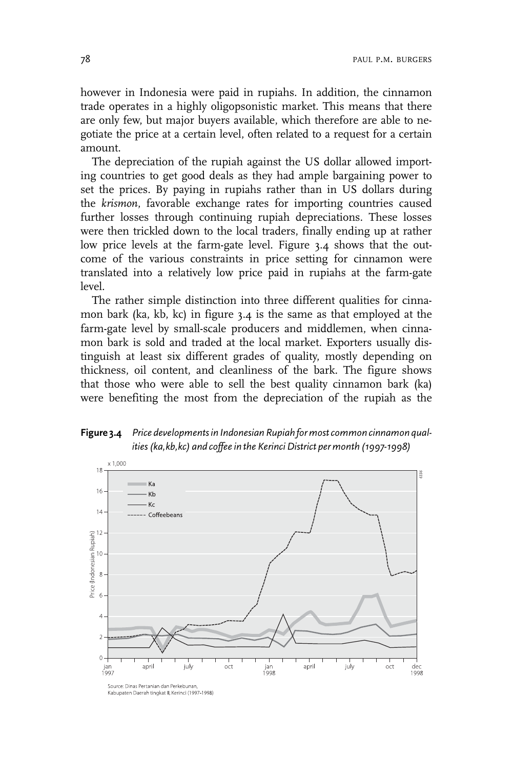however in Indonesia were paid in rupiahs. In addition, the cinnamon trade operates in a highly oligopsonistic market. This means that there are only few, but major buyers available, which therefore are able to negotiate the price at a certain level, often related to a request for a certain amount.

The depreciation of the rupiah against the US dollar allowed importing countries to get good deals as they had ample bargaining power to set the prices. By paying in rupiahs rather than in US dollars during the *krismon*, favorable exchange rates for importing countries caused further losses through continuing rupiah depreciations. These losses were then trickled down to the local traders, finally ending up at rather low price levels at the farm-gate level. Figure 3.4 shows that the outcome of the various constraints in price setting for cinnamon were translated into a relatively low price paid in rupiahs at the farm-gate level.

The rather simple distinction into three different qualities for cinnamon bark (ka, kb, kc) in figure 3.4 is the same as that employed at the farm-gate level by small-scale producers and middlemen, when cinnamon bark is sold and traded at the local market. Exporters usually distinguish at least six different grades of quality, mostly depending on thickness, oil content, and cleanliness of the bark. The figure shows that those who were able to sell the best quality cinnamon bark (ka) were benefiting the most from the depreciation of the rupiah as the

**Figure 3.4** *Price developments in Indonesian Rupiah for most common cinnamon qualities (ka, kb, kc) and coffee in the Kerinci District per month (1997-1998)*

Source: Dinas Pertanian dan Perkebunan, Kabupaten Daerah tingkat II, Kerinci (1997-1998)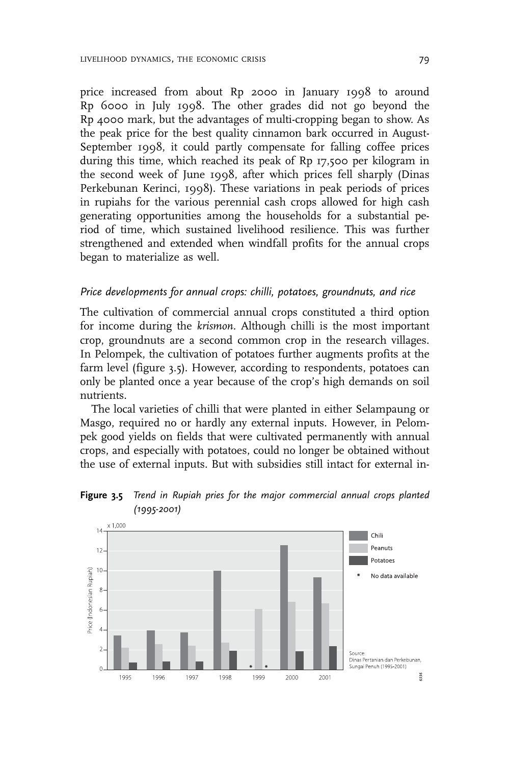price increased from about Rp 2000 in January 1998 to around Rp 6000 in July 1998. The other grades did not go beyond the Rp 4000 mark, but the advantages of multi-cropping began to show. As the peak price for the best quality cinnamon bark occurred in August-September 1998, it could partly compensate for falling coffee prices during this time, which reached its peak of Rp 17,500 per kilogram in the second week of June 1998, after which prices fell sharply (Dinas Perkebunan Kerinci, 1998). These variations in peak periods of prices in rupiahs for the various perennial cash crops allowed for high cash generating opportunities among the households for a substantial period of time, which sustained livelihood resilience. This was further strengthened and extended when windfall profits for the annual crops began to materialize as well.

### *Price developments for annual crops: chilli, potatoes, groundnuts, and rice*

The cultivation of commercial annual crops constituted a third option for income during the *krismon*. Although chilli is the most important crop, groundnuts are a second common crop in the research villages. In Pelompek, the cultivation of potatoes further augments profits at the farm level (figure 3.5). However, according to respondents, potatoes can only be planted once a year because of the crop's high demands on soil nutrients.

The local varieties of chilli that were planted in either Selampaung or Masgo, required no or hardly any external inputs. However, in Pelompek good yields on fields that were cultivated permanently with annual crops, and especially with potatoes, could no longer be obtained without the use of external inputs. But with subsidies still intact for external in-

**Figure 3.5** *Trend in Rupiah pries for the major commercial annual crops planted (1995-2001)*

Price (Indonesian Rupiah), x 1,000

| Year | Chili | Peanuts | Potatoes |
|---|---|---|---|
| 1995 | 3.4 | 2.2 | 0.7 |
| 1996 | 3.9 | 2.5 | 0.8 |
| 1997 | 3.7 | 2.4 | 0.8 |
| 1998 | 10.0 | 2.7 | 1.9 |
| 1999 | * | 6.1 | * |
| 2000 | 12.6 | 6.8 | 1.8 |
| 2001 | 9.3 | 6.6 | 2.3 |

\* No data available

Source: Dinas Pertanian dan Perkebunan, Sungai Penuh (1995-2001)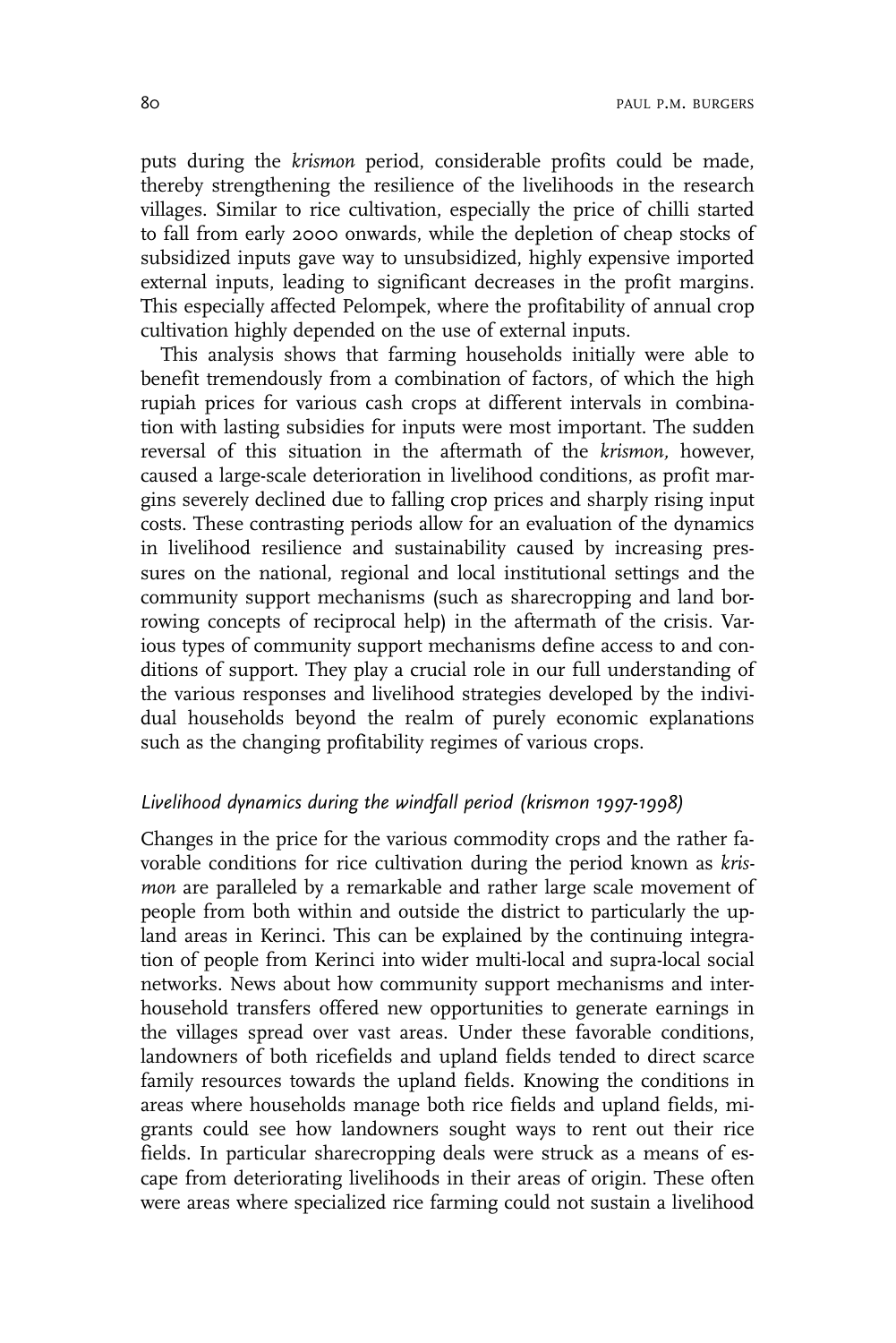puts during the *krismon* period, considerable profits could be made, thereby strengthening the resilience of the livelihoods in the research villages. Similar to rice cultivation, especially the price of chilli started to fall from early 2000 onwards, while the depletion of cheap stocks of subsidized inputs gave way to unsubsidized, highly expensive imported external inputs, leading to significant decreases in the profit margins. This especially affected Pelompek, where the profitability of annual crop cultivation highly depended on the use of external inputs.

This analysis shows that farming households initially were able to benefit tremendously from a combination of factors, of which the high rupiah prices for various cash crops at different intervals in combination with lasting subsidies for inputs were most important. The sudden reversal of this situation in the aftermath of the *krismon,* however, caused a large-scale deterioration in livelihood conditions, as profit margins severely declined due to falling crop prices and sharply rising input costs. These contrasting periods allow for an evaluation of the dynamics in livelihood resilience and sustainability caused by increasing pressures on the national, regional and local institutional settings and the community support mechanisms (such as sharecropping and land borrowing concepts of reciprocal help) in the aftermath of the crisis. Various types of community support mechanisms define access to and conditions of support. They play a crucial role in our full understanding of the various responses and livelihood strategies developed by the individual households beyond the realm of purely economic explanations such as the changing profitability regimes of various crops.

### *Livelihood dynamics during the windfall period (krismon 1997-1998)*

Changes in the price for the various commodity crops and the rather favorable conditions for rice cultivation during the period known as *krismon* are paralleled by a remarkable and rather large scale movement of people from both within and outside the district to particularly the upland areas in Kerinci. This can be explained by the continuing integration of people from Kerinci into wider multi-local and supra-local social networks. News about how community support mechanisms and inter-household transfers offered new opportunities to generate earnings in the villages spread over vast areas. Under these favorable conditions, landowners of both ricefields and upland fields tended to direct scarce family resources towards the upland fields. Knowing the conditions in areas where households manage both rice fields and upland fields, migrants could see how landowners sought ways to rent out their rice fields. In particular sharecropping deals were struck as a means of escape from deteriorating livelihoods in their areas of origin. These often were areas where specialized rice farming could not sustain a livelihood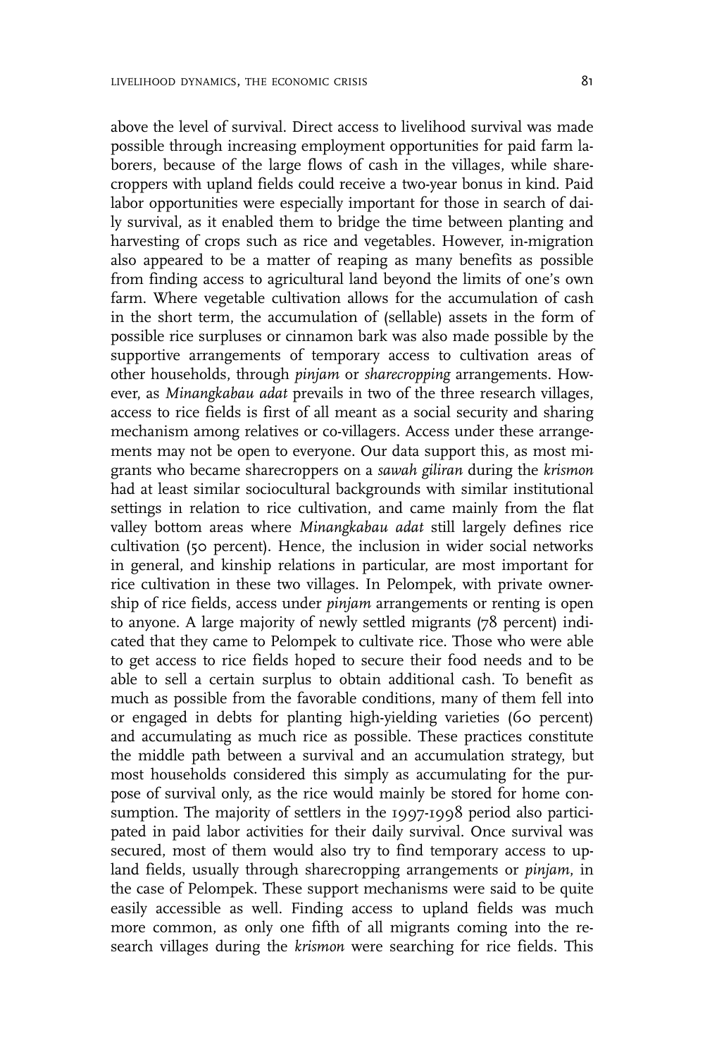above the level of survival. Direct access to livelihood survival was made possible through increasing employment opportunities for paid farm laborers, because of the large flows of cash in the villages, while sharecroppers with upland fields could receive a two-year bonus in kind. Paid labor opportunities were especially important for those in search of daily survival, as it enabled them to bridge the time between planting and harvesting of crops such as rice and vegetables. However, in-migration also appeared to be a matter of reaping as many benefits as possible from finding access to agricultural land beyond the limits of one's own farm. Where vegetable cultivation allows for the accumulation of cash in the short term, the accumulation of (sellable) assets in the form of possible rice surpluses or cinnamon bark was also made possible by the supportive arrangements of temporary access to cultivation areas of other households, through *pinjam* or *sharecropping* arrangements. However, as *Minangkabau adat* prevails in two of the three research villages, access to rice fields is first of all meant as a social security and sharing mechanism among relatives or co-villagers. Access under these arrangements may not be open to everyone. Our data support this, as most migrants who became sharecroppers on a *sawah giliran* during the *krismon* had at least similar sociocultural backgrounds with similar institutional settings in relation to rice cultivation, and came mainly from the flat valley bottom areas where *Minangkabau adat* still largely defines rice cultivation (50 percent). Hence, the inclusion in wider social networks in general, and kinship relations in particular, are most important for rice cultivation in these two villages. In Pelompek, with private ownership of rice fields, access under *pinjam* arrangements or renting is open to anyone. A large majority of newly settled migrants (78 percent) indicated that they came to Pelompek to cultivate rice. Those who were able to get access to rice fields hoped to secure their food needs and to be able to sell a certain surplus to obtain additional cash. To benefit as much as possible from the favorable conditions, many of them fell into or engaged in debts for planting high-yielding varieties (60 percent) and accumulating as much rice as possible. These practices constitute the middle path between a survival and an accumulation strategy, but most households considered this simply as accumulating for the purpose of survival only, as the rice would mainly be stored for home consumption. The majority of settlers in the 1997-1998 period also participated in paid labor activities for their daily survival. Once survival was secured, most of them would also try to find temporary access to upland fields, usually through sharecropping arrangements or *pinjam*, in the case of Pelompek. These support mechanisms were said to be quite easily accessible as well. Finding access to upland fields was much more common, as only one fifth of all migrants coming into the research villages during the *krismon* were searching for rice fields. This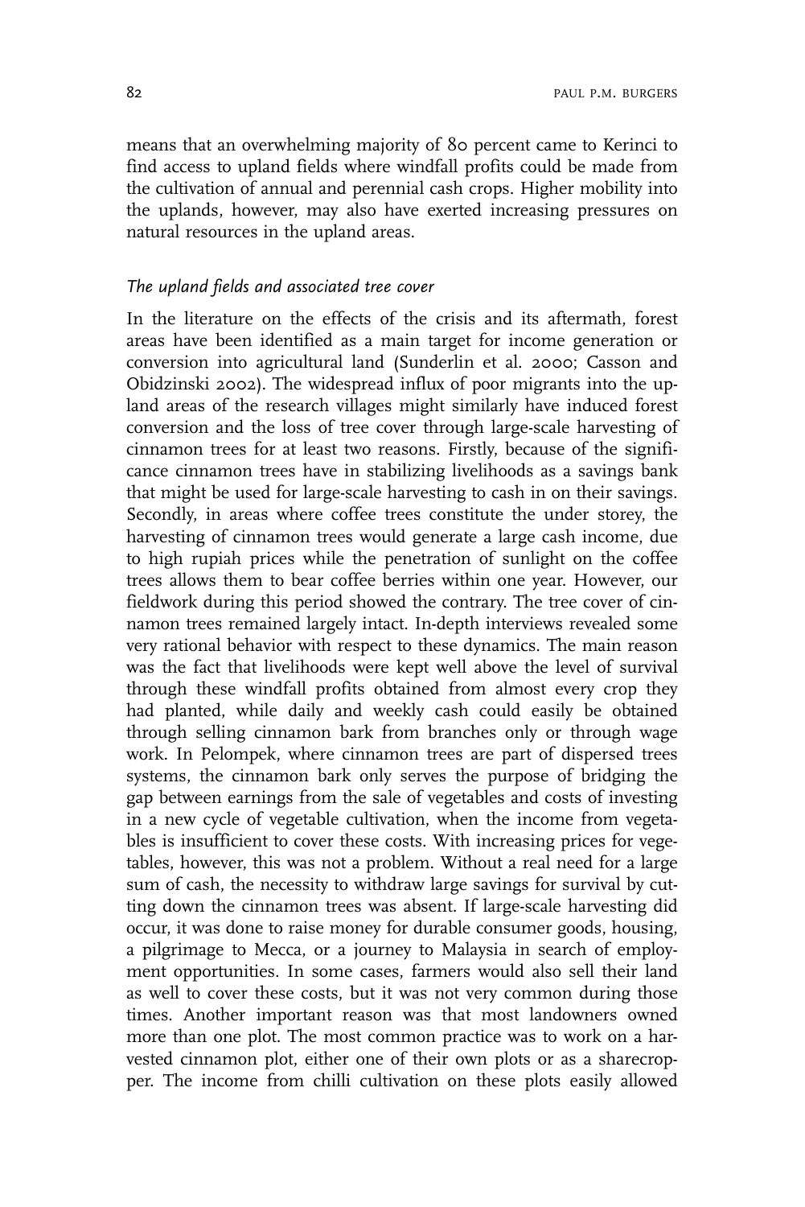means that an overwhelming majority of 80 percent came to Kerinci to find access to upland fields where windfall profits could be made from the cultivation of annual and perennial cash crops. Higher mobility into the uplands, however, may also have exerted increasing pressures on natural resources in the upland areas.

### *The upland fields and associated tree cover*

In the literature on the effects of the crisis and its aftermath, forest areas have been identified as a main target for income generation or conversion into agricultural land (Sunderlin et al. 2000; Casson and Obidzinski 2002). The widespread influx of poor migrants into the upland areas of the research villages might similarly have induced forest conversion and the loss of tree cover through large-scale harvesting of cinnamon trees for at least two reasons. Firstly, because of the significance cinnamon trees have in stabilizing livelihoods as a savings bank that might be used for large-scale harvesting to cash in on their savings. Secondly, in areas where coffee trees constitute the under storey, the harvesting of cinnamon trees would generate a large cash income, due to high rupiah prices while the penetration of sunlight on the coffee trees allows them to bear coffee berries within one year. However, our fieldwork during this period showed the contrary. The tree cover of cinnamon trees remained largely intact. In-depth interviews revealed some very rational behavior with respect to these dynamics. The main reason was the fact that livelihoods were kept well above the level of survival through these windfall profits obtained from almost every crop they had planted, while daily and weekly cash could easily be obtained through selling cinnamon bark from branches only or through wage work. In Pelompek, where cinnamon trees are part of dispersed trees systems, the cinnamon bark only serves the purpose of bridging the gap between earnings from the sale of vegetables and costs of investing in a new cycle of vegetable cultivation, when the income from vegetables is insufficient to cover these costs. With increasing prices for vegetables, however, this was not a problem. Without a real need for a large sum of cash, the necessity to withdraw large savings for survival by cutting down the cinnamon trees was absent. If large-scale harvesting did occur, it was done to raise money for durable consumer goods, housing, a pilgrimage to Mecca, or a journey to Malaysia in search of employment opportunities. In some cases, farmers would also sell their land as well to cover these costs, but it was not very common during those times. Another important reason was that most landowners owned more than one plot. The most common practice was to work on a harvested cinnamon plot, either one of their own plots or as a sharecropper. The income from chilli cultivation on these plots easily allowed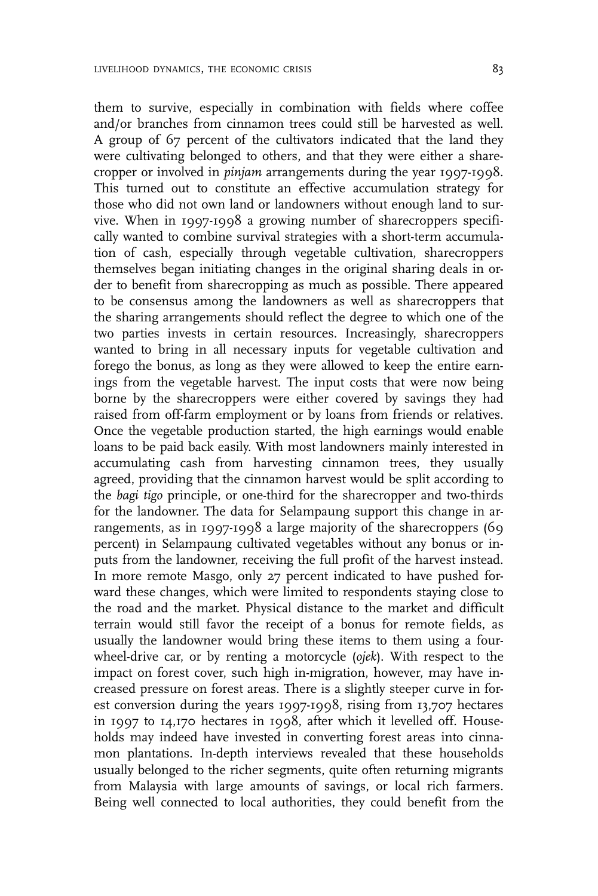them to survive, especially in combination with fields where coffee and/or branches from cinnamon trees could still be harvested as well. A group of 67 percent of the cultivators indicated that the land they were cultivating belonged to others, and that they were either a sharecropper or involved in *pinjam* arrangements during the year 1997-1998. This turned out to constitute an effective accumulation strategy for those who did not own land or landowners without enough land to survive. When in 1997-1998 a growing number of sharecroppers specifically wanted to combine survival strategies with a short-term accumulation of cash, especially through vegetable cultivation, sharecroppers themselves began initiating changes in the original sharing deals in order to benefit from sharecropping as much as possible. There appeared to be consensus among the landowners as well as sharecroppers that the sharing arrangements should reflect the degree to which one of the two parties invests in certain resources. Increasingly, sharecroppers wanted to bring in all necessary inputs for vegetable cultivation and forego the bonus, as long as they were allowed to keep the entire earnings from the vegetable harvest. The input costs that were now being borne by the sharecroppers were either covered by savings they had raised from off-farm employment or by loans from friends or relatives. Once the vegetable production started, the high earnings would enable loans to be paid back easily. With most landowners mainly interested in accumulating cash from harvesting cinnamon trees, they usually agreed, providing that the cinnamon harvest would be split according to the *bagi tigo* principle, or one-third for the sharecropper and two-thirds for the landowner. The data for Selampaung support this change in arrangements, as in 1997-1998 a large majority of the sharecroppers (69 percent) in Selampaung cultivated vegetables without any bonus or inputs from the landowner, receiving the full profit of the harvest instead. In more remote Masgo, only 27 percent indicated to have pushed forward these changes, which were limited to respondents staying close to the road and the market. Physical distance to the market and difficult terrain would still favor the receipt of a bonus for remote fields, as usually the landowner would bring these items to them using a four-wheel-drive car, or by renting a motorcycle (*ojek*). With respect to the impact on forest cover, such high in-migration, however, may have increased pressure on forest areas. There is a slightly steeper curve in forest conversion during the years 1997-1998, rising from 13,707 hectares in 1997 to 14,170 hectares in 1998, after which it levelled off. Households may indeed have invested in converting forest areas into cinnamon plantations. In-depth interviews revealed that these households usually belonged to the richer segments, quite often returning migrants from Malaysia with large amounts of savings, or local rich farmers. Being well connected to local authorities, they could benefit from the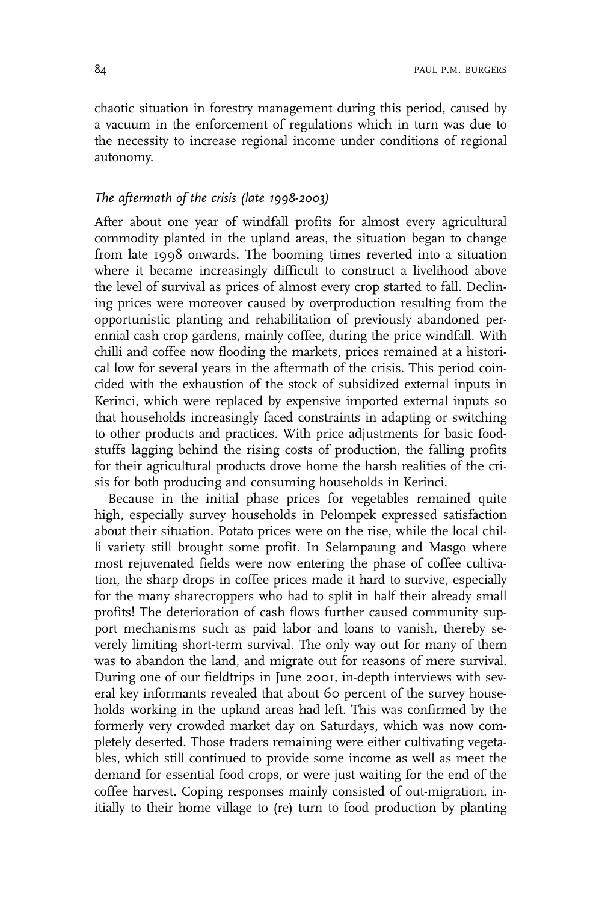chaotic situation in forestry management during this period, caused by a vacuum in the enforcement of regulations which in turn was due to the necessity to increase regional income under conditions of regional autonomy.

### *The aftermath of the crisis (late 1998-2003)*

After about one year of windfall profits for almost every agricultural commodity planted in the upland areas, the situation began to change from late 1998 onwards. The booming times reverted into a situation where it became increasingly difficult to construct a livelihood above the level of survival as prices of almost every crop started to fall. Declining prices were moreover caused by overproduction resulting from the opportunistic planting and rehabilitation of previously abandoned perennial cash crop gardens, mainly coffee, during the price windfall. With chilli and coffee now flooding the markets, prices remained at a historical low for several years in the aftermath of the crisis. This period coincided with the exhaustion of the stock of subsidized external inputs in Kerinci, which were replaced by expensive imported external inputs so that households increasingly faced constraints in adapting or switching to other products and practices. With price adjustments for basic foodstuffs lagging behind the rising costs of production, the falling profits for their agricultural products drove home the harsh realities of the crisis for both producing and consuming households in Kerinci.

Because in the initial phase prices for vegetables remained quite high, especially survey households in Pelompek expressed satisfaction about their situation. Potato prices were on the rise, while the local chilli variety still brought some profit. In Selampaung and Masgo where most rejuvenated fields were now entering the phase of coffee cultivation, the sharp drops in coffee prices made it hard to survive, especially for the many sharecroppers who had to split in half their already small profits! The deterioration of cash flows further caused community support mechanisms such as paid labor and loans to vanish, thereby severely limiting short-term survival. The only way out for many of them was to abandon the land, and migrate out for reasons of mere survival. During one of our fieldtrips in June 2001, in-depth interviews with several key informants revealed that about 60 percent of the survey households working in the upland areas had left. This was confirmed by the formerly very crowded market day on Saturdays, which was now completely deserted. Those traders remaining were either cultivating vegetables, which still continued to provide some income as well as meet the demand for essential food crops, or were just waiting for the end of the coffee harvest. Coping responses mainly consisted of out-migration, initially to their home village to (re) turn to food production by planting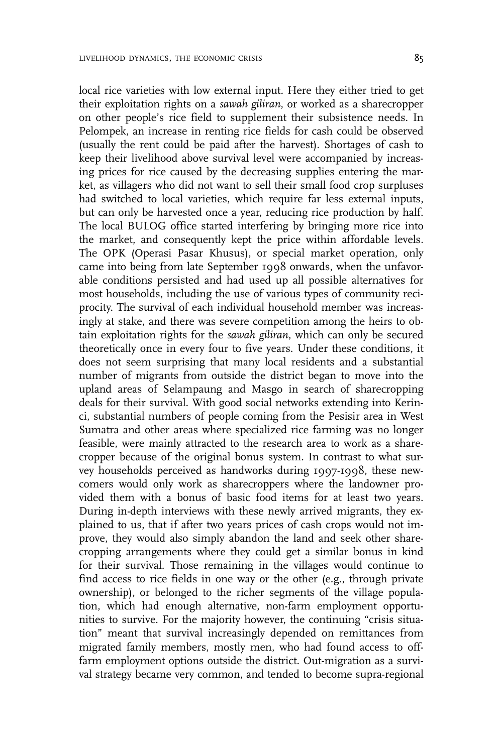local rice varieties with low external input. Here they either tried to get their exploitation rights on a *sawah giliran*, or worked as a sharecropper on other people's rice field to supplement their subsistence needs. In Pelompek, an increase in renting rice fields for cash could be observed (usually the rent could be paid after the harvest). Shortages of cash to keep their livelihood above survival level were accompanied by increasing prices for rice caused by the decreasing supplies entering the market, as villagers who did not want to sell their small food crop surpluses had switched to local varieties, which require far less external inputs, but can only be harvested once a year, reducing rice production by half. The local BULOG office started interfering by bringing more rice into the market, and consequently kept the price within affordable levels. The OPK (Operasi Pasar Khusus), or special market operation, only came into being from late September 1998 onwards, when the unfavorable conditions persisted and had used up all possible alternatives for most households, including the use of various types of community reciprocity. The survival of each individual household member was increasingly at stake, and there was severe competition among the heirs to obtain exploitation rights for the *sawah giliran*, which can only be secured theoretically once in every four to five years. Under these conditions, it does not seem surprising that many local residents and a substantial number of migrants from outside the district began to move into the upland areas of Selampaung and Masgo in search of sharecropping deals for their survival. With good social networks extending into Kerinci, substantial numbers of people coming from the Pesisir area in West Sumatra and other areas where specialized rice farming was no longer feasible, were mainly attracted to the research area to work as a sharecropper because of the original bonus system. In contrast to what survey households perceived as handworks during 1997-1998, these newcomers would only work as sharecroppers where the landowner provided them with a bonus of basic food items for at least two years. During in-depth interviews with these newly arrived migrants, they explained to us, that if after two years prices of cash crops would not improve, they would also simply abandon the land and seek other sharecropping arrangements where they could get a similar bonus in kind for their survival. Those remaining in the villages would continue to find access to rice fields in one way or the other (e.g., through private ownership), or belonged to the richer segments of the village population, which had enough alternative, non-farm employment opportunities to survive. For the majority however, the continuing "crisis situation" meant that survival increasingly depended on remittances from migrated family members, mostly men, who had found access to off-farm employment options outside the district. Out-migration as a survival strategy became very common, and tended to become supra-regional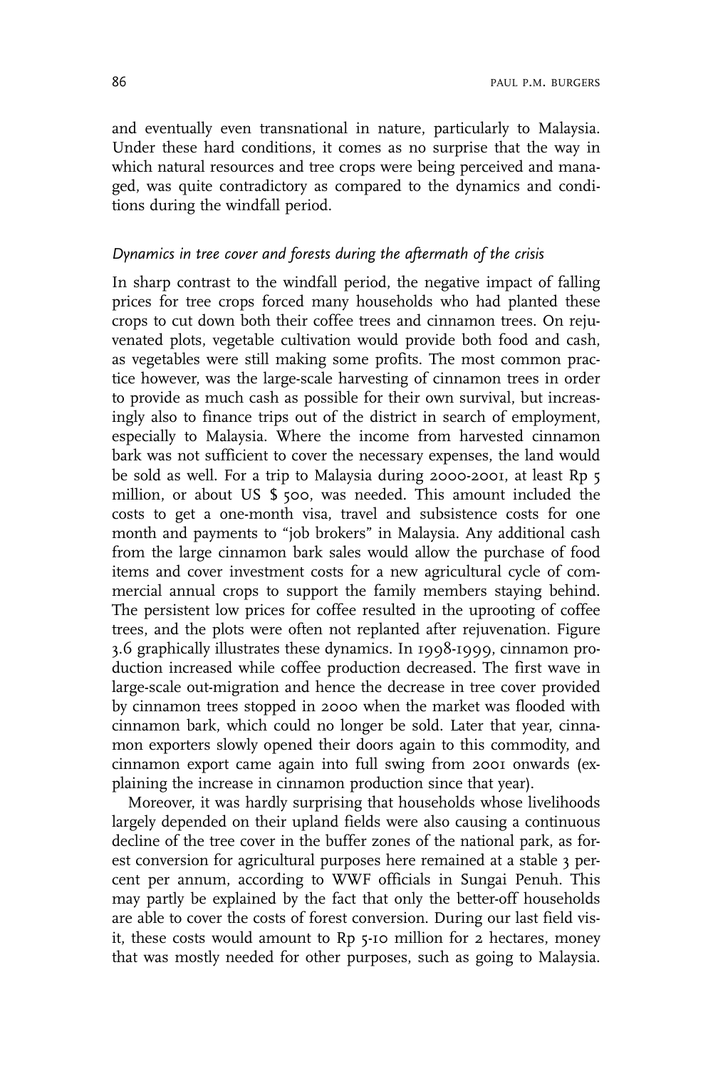and eventually even transnational in nature, particularly to Malaysia. Under these hard conditions, it comes as no surprise that the way in which natural resources and tree crops were being perceived and managed, was quite contradictory as compared to the dynamics and conditions during the windfall period.

### *Dynamics in tree cover and forests during the aftermath of the crisis*

In sharp contrast to the windfall period, the negative impact of falling prices for tree crops forced many households who had planted these crops to cut down both their coffee trees and cinnamon trees. On rejuvenated plots, vegetable cultivation would provide both food and cash, as vegetables were still making some profits. The most common practice however, was the large-scale harvesting of cinnamon trees in order to provide as much cash as possible for their own survival, but increasingly also to finance trips out of the district in search of employment, especially to Malaysia. Where the income from harvested cinnamon bark was not sufficient to cover the necessary expenses, the land would be sold as well. For a trip to Malaysia during 2000-2001, at least Rp 5 million, or about US $ 500, was needed. This amount included the costs to get a one-month visa, travel and subsistence costs for one month and payments to "job brokers" in Malaysia. Any additional cash from the large cinnamon bark sales would allow the purchase of food items and cover investment costs for a new agricultural cycle of commercial annual crops to support the family members staying behind. The persistent low prices for coffee resulted in the uprooting of coffee trees, and the plots were often not replanted after rejuvenation. Figure 3.6 graphically illustrates these dynamics. In 1998-1999, cinnamon production increased while coffee production decreased. The first wave in large-scale out-migration and hence the decrease in tree cover provided by cinnamon trees stopped in 2000 when the market was flooded with cinnamon bark, which could no longer be sold. Later that year, cinnamon exporters slowly opened their doors again to this commodity, and cinnamon export came again into full swing from 2001 onwards (explaining the increase in cinnamon production since that year).

Moreover, it was hardly surprising that households whose livelihoods largely depended on their upland fields were also causing a continuous decline of the tree cover in the buffer zones of the national park, as forest conversion for agricultural purposes here remained at a stable 3 percent per annum, according to WWF officials in Sungai Penuh. This may partly be explained by the fact that only the better-off households are able to cover the costs of forest conversion. During our last field visit, these costs would amount to Rp 5-10 million for 2 hectares, money that was mostly needed for other purposes, such as going to Malaysia.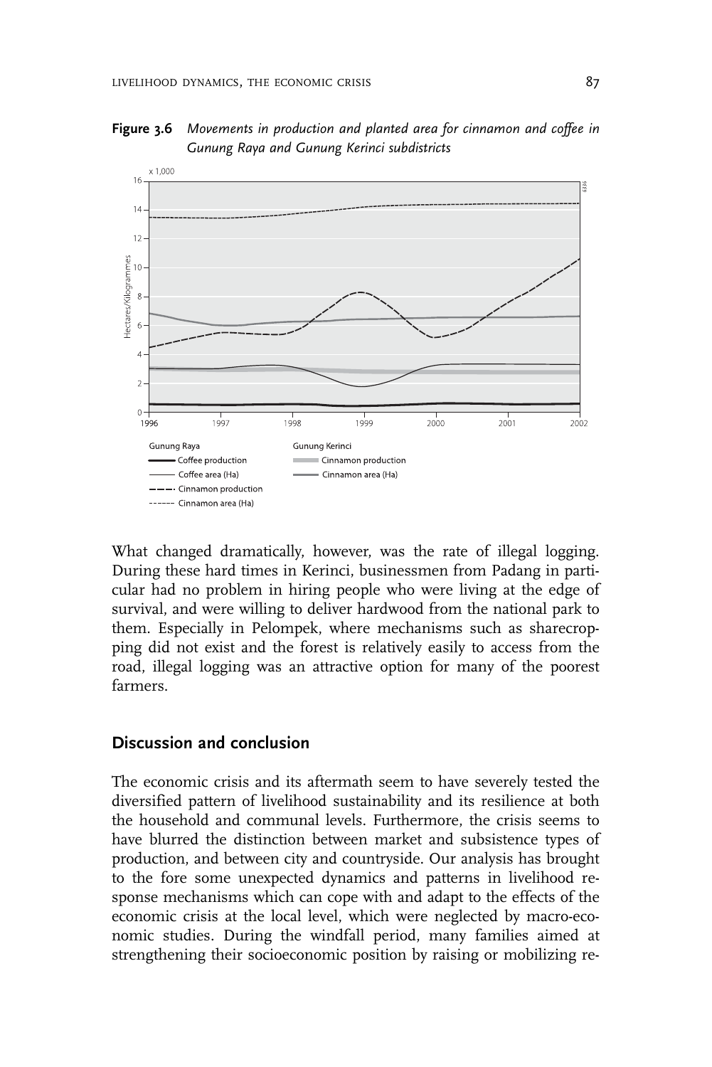**Figure 3.6** *Movements in production and planted area for cinnamon and coffee in Gunung Raya and Gunung Kerinci subdistricts*

What changed dramatically, however, was the rate of illegal logging. During these hard times in Kerinci, businessmen from Padang in particular had no problem in hiring people who were living at the edge of survival, and were willing to deliver hardwood from the national park to them. Especially in Pelompek, where mechanisms such as sharecropping did not exist and the forest is relatively easily to access from the road, illegal logging was an attractive option for many of the poorest farmers.

## Discussion and conclusion

The economic crisis and its aftermath seem to have severely tested the diversified pattern of livelihood sustainability and its resilience at both the household and communal levels. Furthermore, the crisis seems to have blurred the distinction between market and subsistence types of production, and between city and countryside. Our analysis has brought to the fore some unexpected dynamics and patterns in livelihood response mechanisms which can cope with and adapt to the effects of the economic crisis at the local level, which were neglected by macro-economic studies. During the windfall period, many families aimed at strengthening their socioeconomic position by raising or mobilizing re-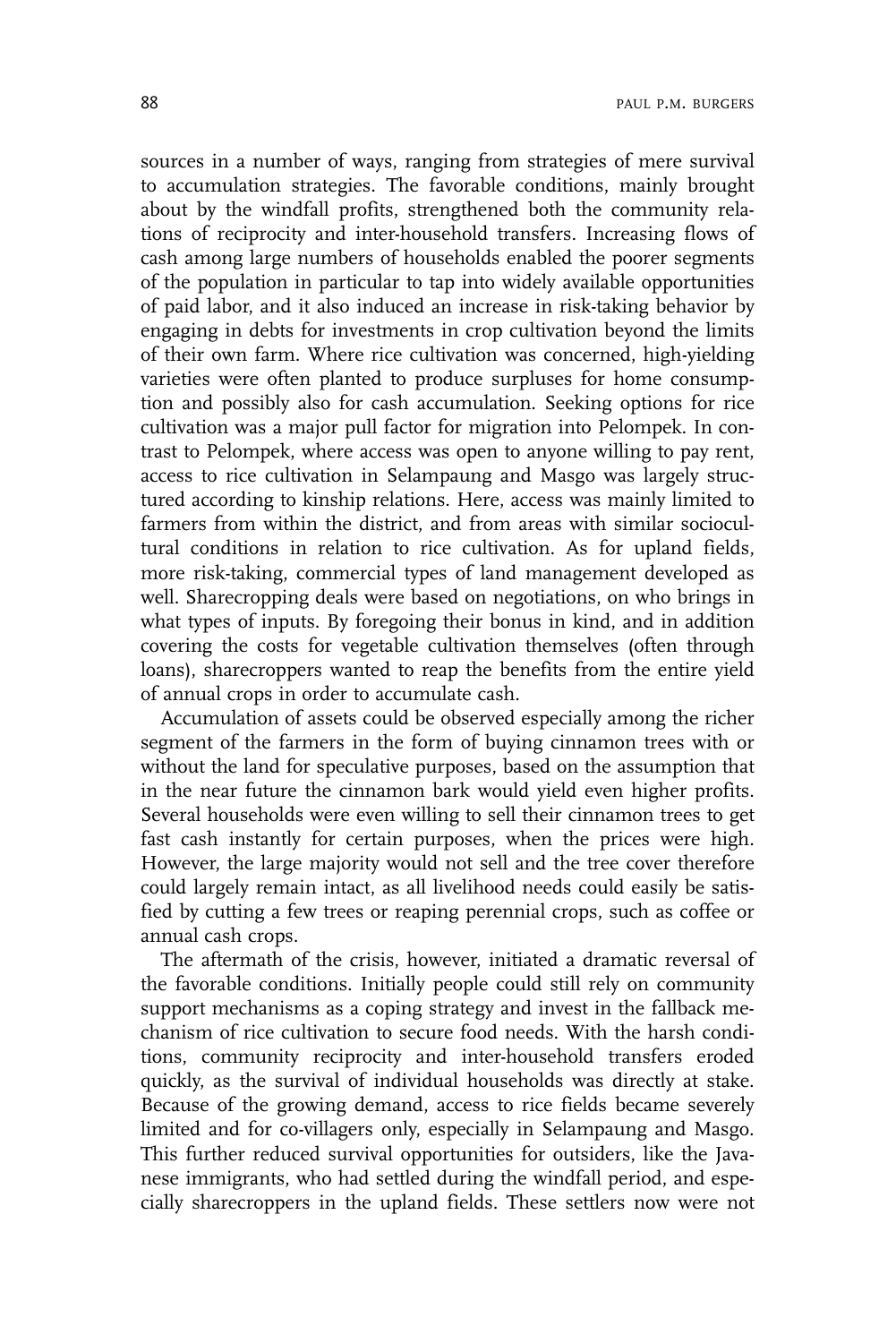sources in a number of ways, ranging from strategies of mere survival to accumulation strategies. The favorable conditions, mainly brought about by the windfall profits, strengthened both the community relations of reciprocity and inter-household transfers. Increasing flows of cash among large numbers of households enabled the poorer segments of the population in particular to tap into widely available opportunities of paid labor, and it also induced an increase in risk-taking behavior by engaging in debts for investments in crop cultivation beyond the limits of their own farm. Where rice cultivation was concerned, high-yielding varieties were often planted to produce surpluses for home consumption and possibly also for cash accumulation. Seeking options for rice cultivation was a major pull factor for migration into Pelompek. In contrast to Pelompek, where access was open to anyone willing to pay rent, access to rice cultivation in Selampaung and Masgo was largely structured according to kinship relations. Here, access was mainly limited to farmers from within the district, and from areas with similar sociocultural conditions in relation to rice cultivation. As for upland fields, more risk-taking, commercial types of land management developed as well. Sharecropping deals were based on negotiations, on who brings in what types of inputs. By foregoing their bonus in kind, and in addition covering the costs for vegetable cultivation themselves (often through loans), sharecroppers wanted to reap the benefits from the entire yield of annual crops in order to accumulate cash.

Accumulation of assets could be observed especially among the richer segment of the farmers in the form of buying cinnamon trees with or without the land for speculative purposes, based on the assumption that in the near future the cinnamon bark would yield even higher profits. Several households were even willing to sell their cinnamon trees to get fast cash instantly for certain purposes, when the prices were high. However, the large majority would not sell and the tree cover therefore could largely remain intact, as all livelihood needs could easily be satisfied by cutting a few trees or reaping perennial crops, such as coffee or annual cash crops.

The aftermath of the crisis, however, initiated a dramatic reversal of the favorable conditions. Initially people could still rely on community support mechanisms as a coping strategy and invest in the fallback mechanism of rice cultivation to secure food needs. With the harsh conditions, community reciprocity and inter-household transfers eroded quickly, as the survival of individual households was directly at stake. Because of the growing demand, access to rice fields became severely limited and for co-villagers only, especially in Selampaung and Masgo. This further reduced survival opportunities for outsiders, like the Javanese immigrants, who had settled during the windfall period, and especially sharecroppers in the upland fields. These settlers now were not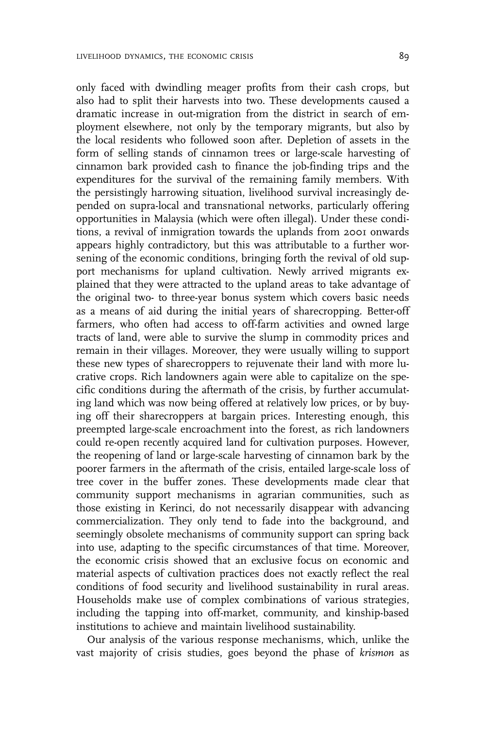only faced with dwindling meager profits from their cash crops, but also had to split their harvests into two. These developments caused a dramatic increase in out-migration from the district in search of employment elsewhere, not only by the temporary migrants, but also by the local residents who followed soon after. Depletion of assets in the form of selling stands of cinnamon trees or large-scale harvesting of cinnamon bark provided cash to finance the job-finding trips and the expenditures for the survival of the remaining family members. With the persistingly harrowing situation, livelihood survival increasingly depended on supra-local and transnational networks, particularly offering opportunities in Malaysia (which were often illegal). Under these conditions, a revival of inmigration towards the uplands from 2001 onwards appears highly contradictory, but this was attributable to a further worsening of the economic conditions, bringing forth the revival of old support mechanisms for upland cultivation. Newly arrived migrants explained that they were attracted to the upland areas to take advantage of the original two- to three-year bonus system which covers basic needs as a means of aid during the initial years of sharecropping. Better-off farmers, who often had access to off-farm activities and owned large tracts of land, were able to survive the slump in commodity prices and remain in their villages. Moreover, they were usually willing to support these new types of sharecroppers to rejuvenate their land with more lucrative crops. Rich landowners again were able to capitalize on the specific conditions during the aftermath of the crisis, by further accumulating land which was now being offered at relatively low prices, or by buying off their sharecroppers at bargain prices. Interesting enough, this preempted large-scale encroachment into the forest, as rich landowners could re-open recently acquired land for cultivation purposes. However, the reopening of land or large-scale harvesting of cinnamon bark by the poorer farmers in the aftermath of the crisis, entailed large-scale loss of tree cover in the buffer zones. These developments made clear that community support mechanisms in agrarian communities, such as those existing in Kerinci, do not necessarily disappear with advancing commercialization. They only tend to fade into the background, and seemingly obsolete mechanisms of community support can spring back into use, adapting to the specific circumstances of that time. Moreover, the economic crisis showed that an exclusive focus on economic and material aspects of cultivation practices does not exactly reflect the real conditions of food security and livelihood sustainability in rural areas. Households make use of complex combinations of various strategies, including the tapping into off-market, community, and kinship-based institutions to achieve and maintain livelihood sustainability.

Our analysis of the various response mechanisms, which, unlike the vast majority of crisis studies, goes beyond the phase of *krismon* as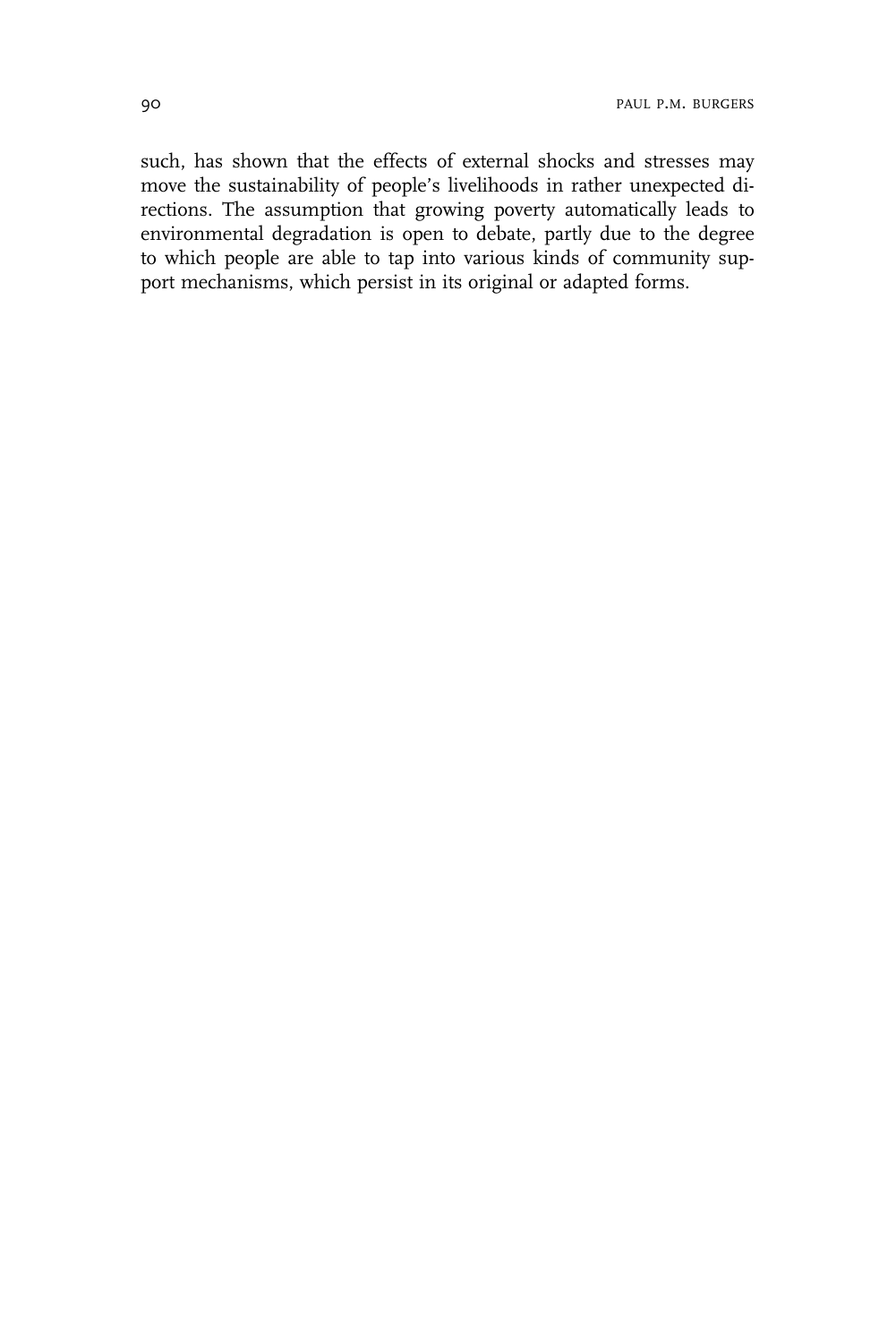such, has shown that the effects of external shocks and stresses may move the sustainability of people's livelihoods in rather unexpected directions. The assumption that growing poverty automatically leads to environmental degradation is open to debate, partly due to the degree to which people are able to tap into various kinds of community support mechanisms, which persist in its original or adapted forms.